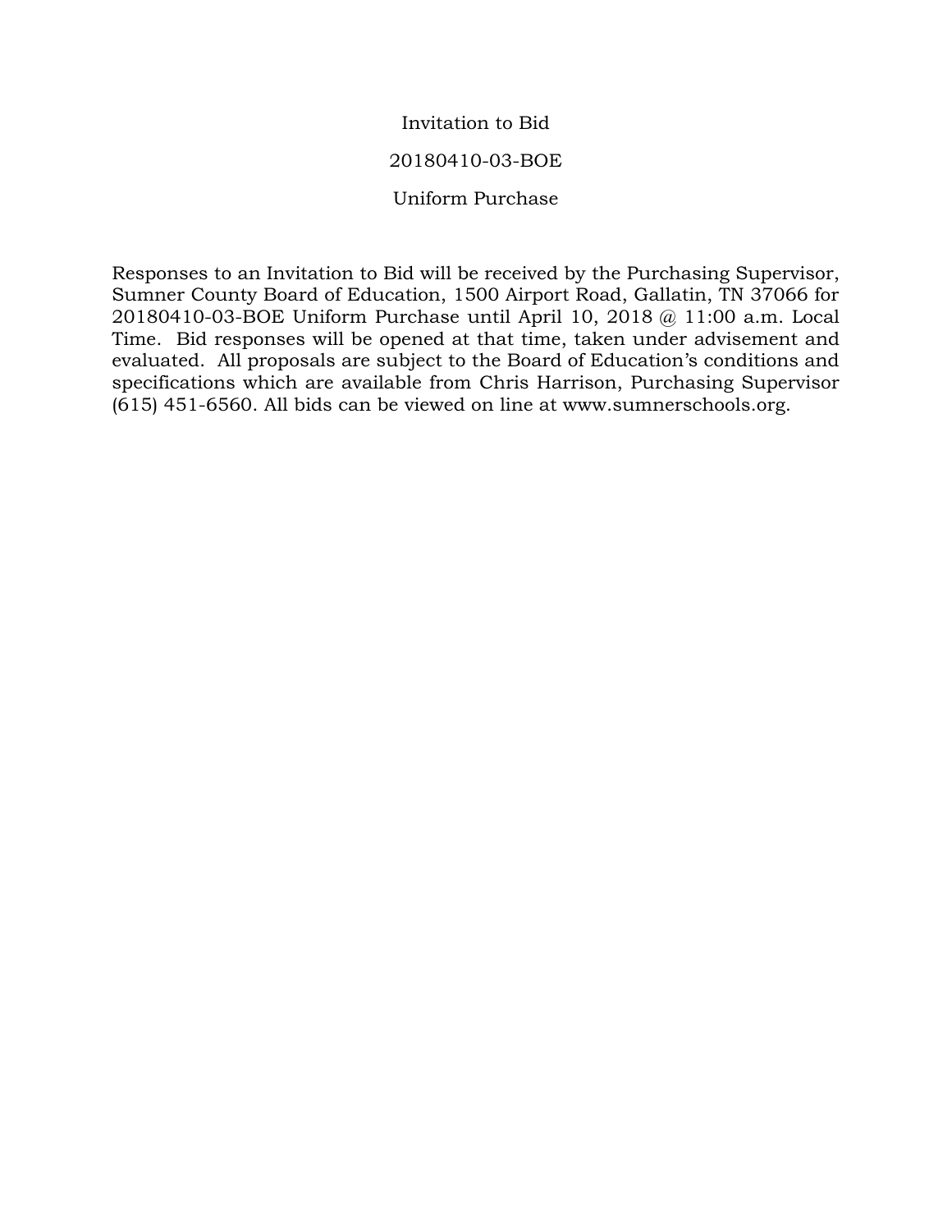# Invitation to Bid

## 20180410-03-BOE

## Uniform Purchase

Responses to an Invitation to Bid will be received by the Purchasing Supervisor, Sumner County Board of Education, 1500 Airport Road, Gallatin, TN 37066 for 20180410-03-BOE Uniform Purchase until April 10, 2018 @ 11:00 a.m. Local Time. Bid responses will be opened at that time, taken under advisement and evaluated. All proposals are subject to the Board of Education's conditions and specifications which are available from Chris Harrison, Purchasing Supervisor (615) 451-6560. All bids can be viewed on line at www.sumnerschools.org.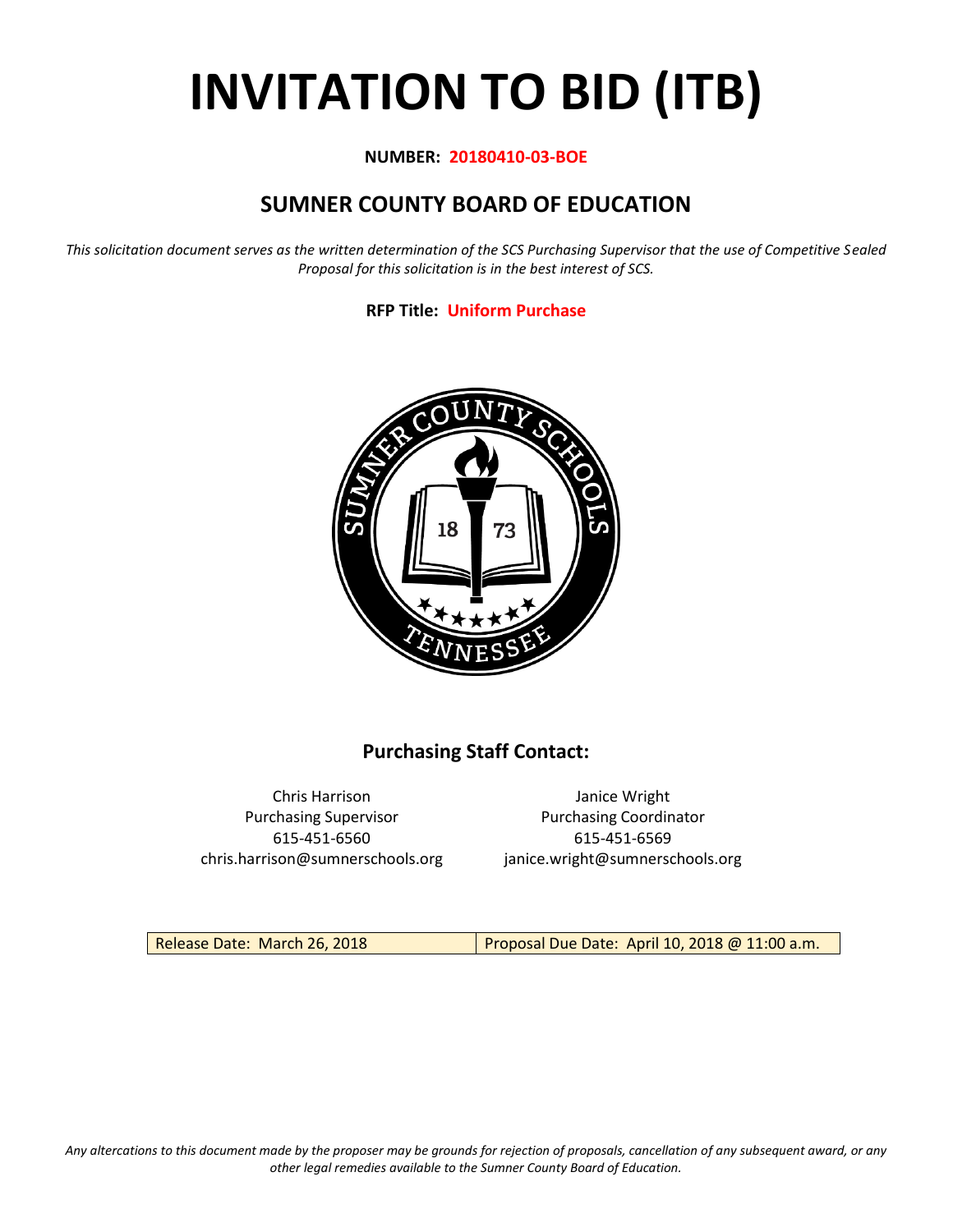# INVITATION TO BID (ITB)

**NUMBER: 20180410-03-BOE**

## SUMNER COUNTY BOARD OF EDUCATION

*This solicitation document serves as the written determination of the SCS Purchasing Supervisor that the use of Competitive Sealed Proposal for this solicitation is in the best interest of SCS.*

**RFP Title: Uniform Purchase**

### Purchasing Staff Contact:

Chris Harrison
Purchasing Supervisor
615-451-6560
chris.harrison@sumnerschools.org

Janice Wright
Purchasing Coordinator
615-451-6569
janice.wright@sumnerschools.org

| | |
|---|---|
| Release Date: March 26, 2018 | Proposal Due Date: April 10, 2018 @ 11:00 a.m. |

*Any altercations to this document made by the proposer may be grounds for rejection of proposals, cancellation of any subsequent award, or any other legal remedies available to the Sumner County Board of Education.*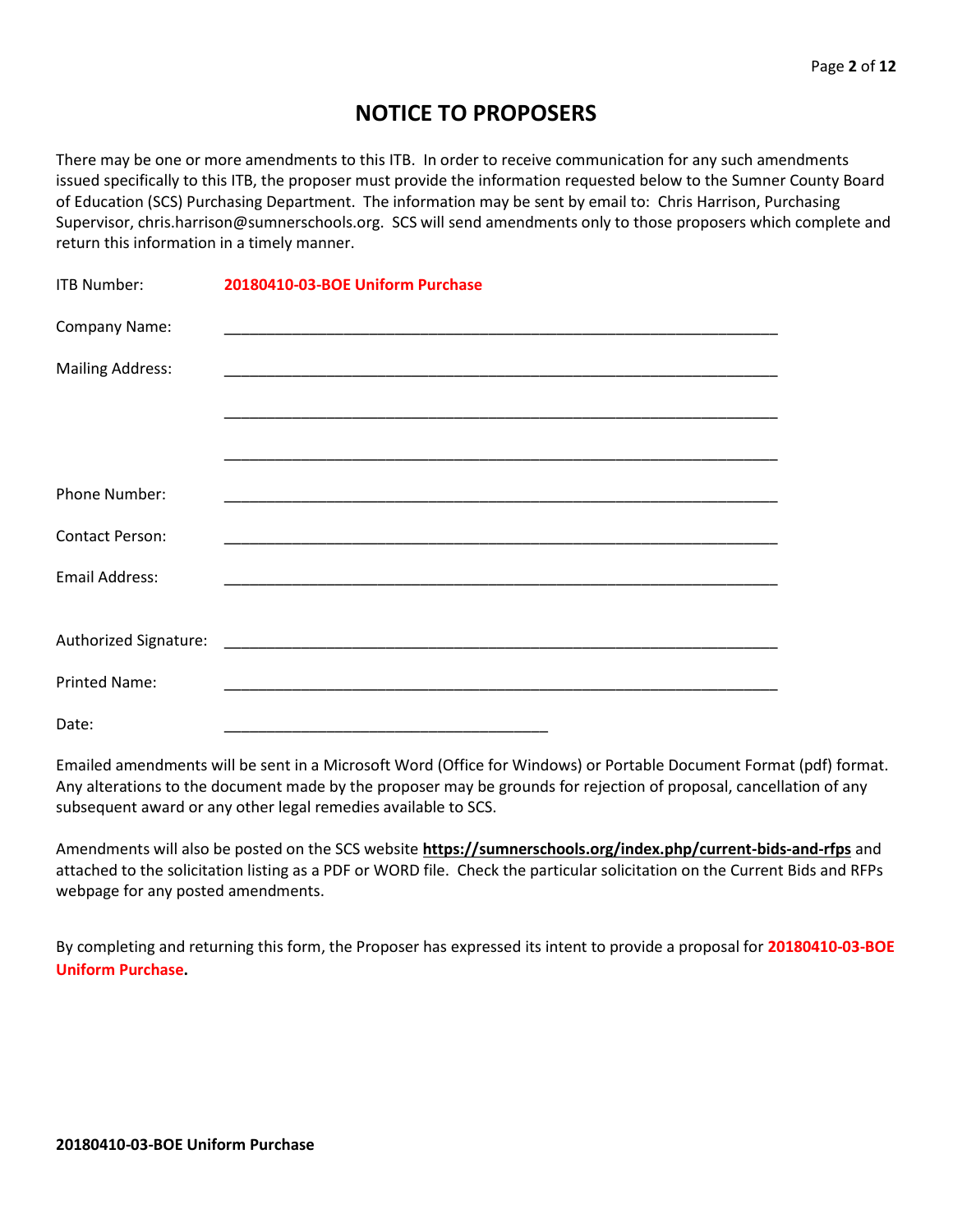# NOTICE TO PROPOSERS

There may be one or more amendments to this ITB. In order to receive communication for any such amendments issued specifically to this ITB, the proposer must provide the information requested below to the Sumner County Board of Education (SCS) Purchasing Department. The information may be sent by email to: Chris Harrison, Purchasing Supervisor, chris.harrison@sumnerschools.org. SCS will send amendments only to those proposers which complete and return this information in a timely manner.

ITB Number: **20180410-03-BOE Uniform Purchase**

Company Name: ____________________________________________________________________

Mailing Address: ____________________________________________________________________

____________________________________________________________________

____________________________________________________________________

Phone Number: ____________________________________________________________________

Contact Person: ____________________________________________________________________

Email Address: ____________________________________________________________________

Authorized Signature: ____________________________________________________________________

Printed Name: ____________________________________________________________________

Date: ________________________________________

Emailed amendments will be sent in a Microsoft Word (Office for Windows) or Portable Document Format (pdf) format. Any alterations to the document made by the proposer may be grounds for rejection of proposal, cancellation of any subsequent award or any other legal remedies available to SCS.

Amendments will also be posted on the SCS website **https://sumnerschools.org/index.php/current-bids-and-rfps** and attached to the solicitation listing as a PDF or WORD file. Check the particular solicitation on the Current Bids and RFPs webpage for any posted amendments.

By completing and returning this form, the Proposer has expressed its intent to provide a proposal for **20180410-03-BOE Uniform Purchase.**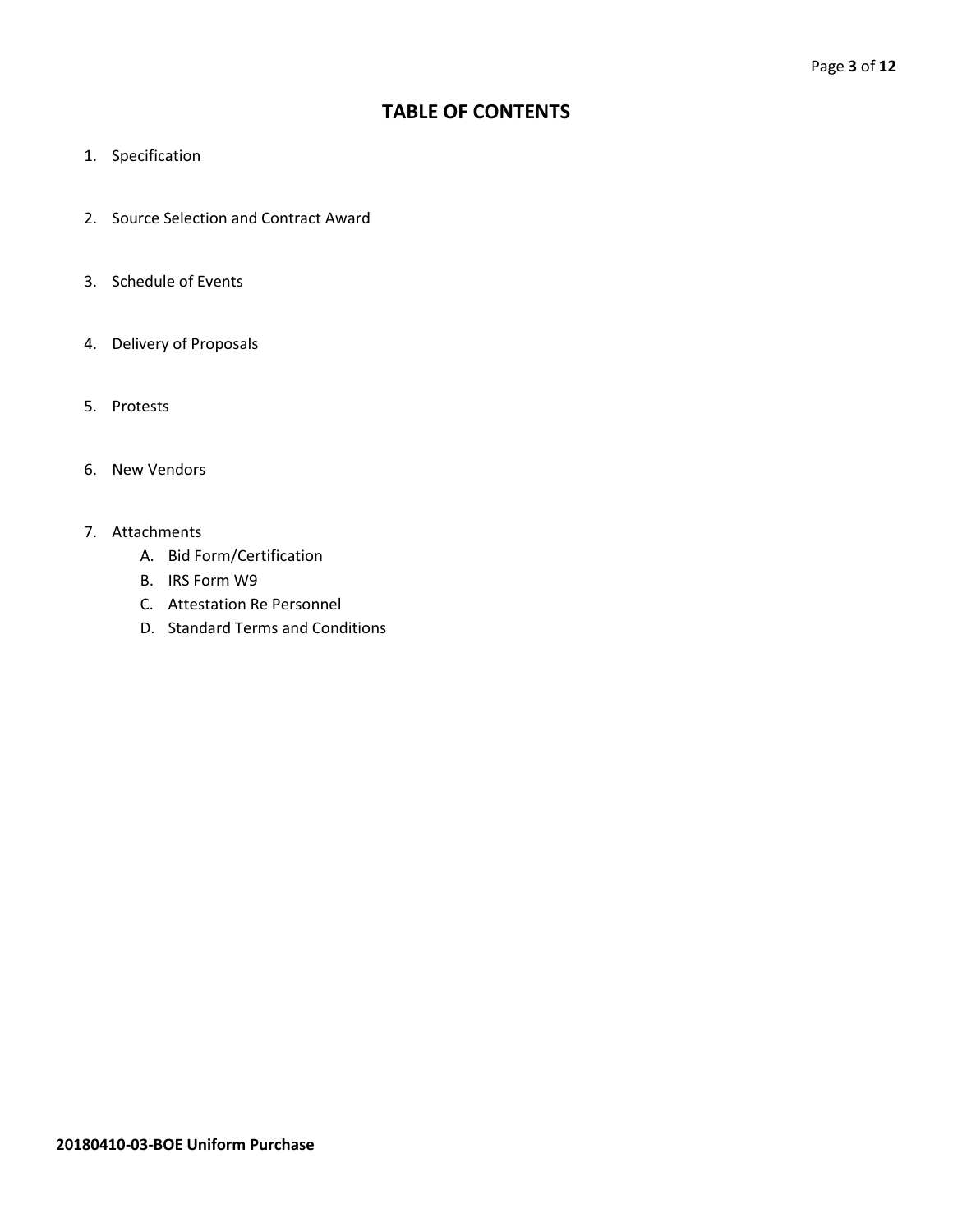# TABLE OF CONTENTS

1. Specification
2. Source Selection and Contract Award
3. Schedule of Events
4. Delivery of Proposals
5. Protests
6. New Vendors
7. Attachments
   A. Bid Form/Certification
   B. IRS Form W9
   C. Attestation Re Personnel
   D. Standard Terms and Conditions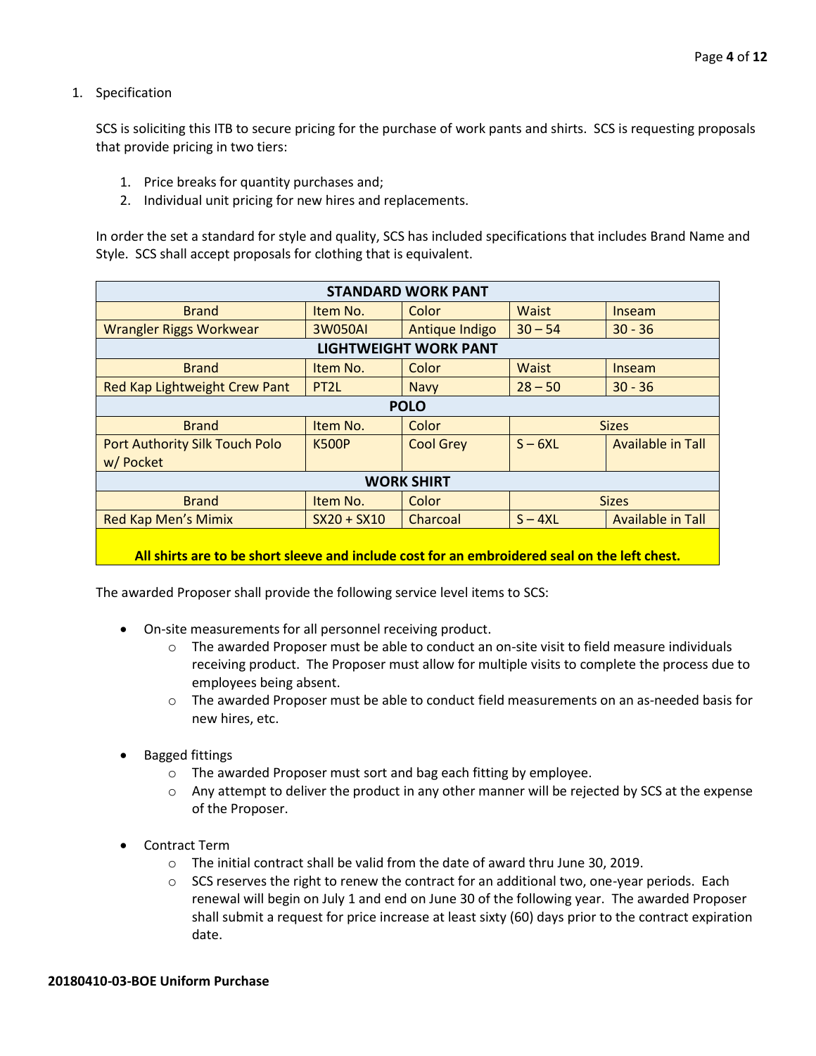1. Specification

SCS is soliciting this ITB to secure pricing for the purchase of work pants and shirts. SCS is requesting proposals that provide pricing in two tiers:

1. Price breaks for quantity purchases and;
2. Individual unit pricing for new hires and replacements.

In order the set a standard for style and quality, SCS has included specifications that includes Brand Name and Style. SCS shall accept proposals for clothing that is equivalent.

| | | | | |
|---|---|---|---|---|
| **STANDARD WORK PANT** | | | | |
| Brand | Item No. | Color | Waist | Inseam |
| Wrangler Riggs Workwear | 3W050AI | Antique Indigo | 30 – 54 | 30 - 36 |
| **LIGHTWEIGHT WORK PANT** | | | | |
| Brand | Item No. | Color | Waist | Inseam |
| Red Kap Lightweight Crew Pant | PT2L | Navy | 28 – 50 | 30 - 36 |
| **POLO** | | | | |
| Brand | Item No. | Color | Sizes | |
| Port Authority Silk Touch Polo w/ Pocket | K500P | Cool Grey | S – 6XL | Available in Tall |
| **WORK SHIRT** | | | | |
| Brand | Item No. | Color | Sizes | |
| Red Kap Men's Mimix | SX20 + SX10 | Charcoal | S – 4XL | Available in Tall |
| **All shirts are to be short sleeve and include cost for an embroidered seal on the left chest.** | | | | |

The awarded Proposer shall provide the following service level items to SCS:

- On-site measurements for all personnel receiving product.
  - The awarded Proposer must be able to conduct an on-site visit to field measure individuals receiving product. The Proposer must allow for multiple visits to complete the process due to employees being absent.
  - The awarded Proposer must be able to conduct field measurements on an as-needed basis for new hires, etc.
- Bagged fittings
  - The awarded Proposer must sort and bag each fitting by employee.
  - Any attempt to deliver the product in any other manner will be rejected by SCS at the expense of the Proposer.
- Contract Term
  - The initial contract shall be valid from the date of award thru June 30, 2019.
  - SCS reserves the right to renew the contract for an additional two, one-year periods. Each renewal will begin on July 1 and end on June 30 of the following year. The awarded Proposer shall submit a request for price increase at least sixty (60) days prior to the contract expiration date.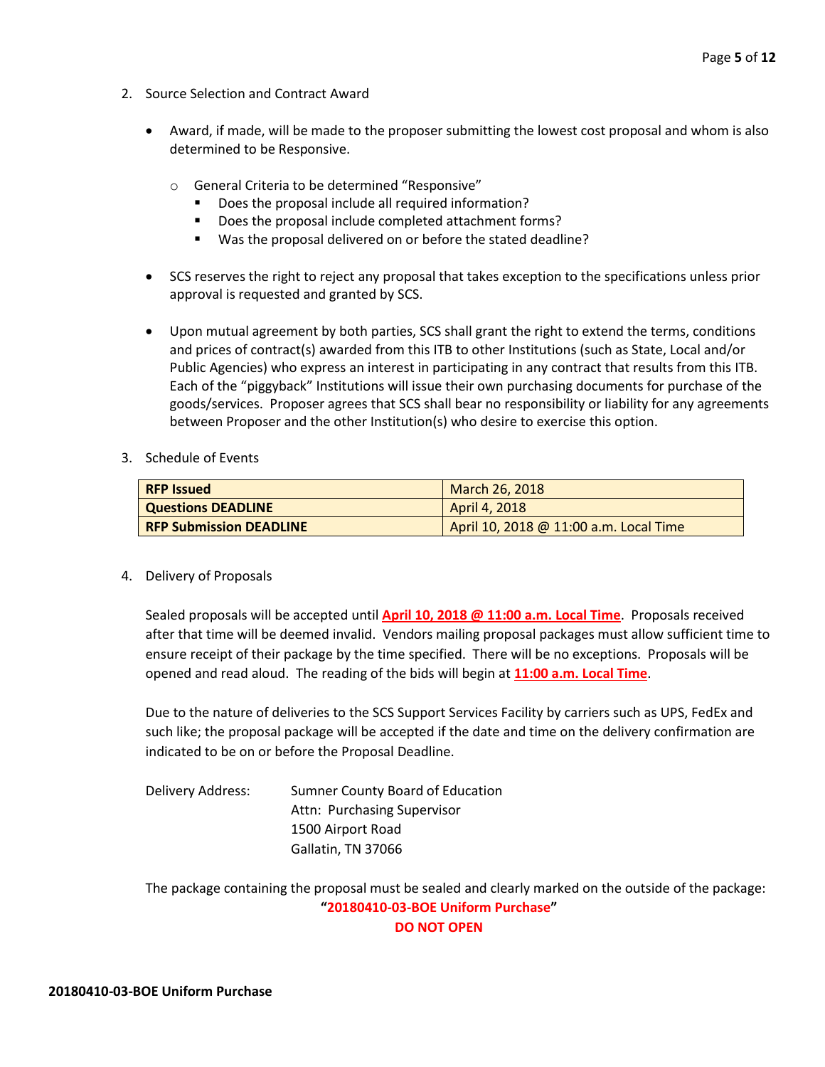2. Source Selection and Contract Award

   - Award, if made, will be made to the proposer submitting the lowest cost proposal and whom is also determined to be Responsive.

     - General Criteria to be determined "Responsive"
       - Does the proposal include all required information?
       - Does the proposal include completed attachment forms?
       - Was the proposal delivered on or before the stated deadline?

   - SCS reserves the right to reject any proposal that takes exception to the specifications unless prior approval is requested and granted by SCS.

   - Upon mutual agreement by both parties, SCS shall grant the right to extend the terms, conditions and prices of contract(s) awarded from this ITB to other Institutions (such as State, Local and/or Public Agencies) who express an interest in participating in any contract that results from this ITB. Each of the "piggyback" Institutions will issue their own purchasing documents for purchase of the goods/services. Proposer agrees that SCS shall bear no responsibility or liability for any agreements between Proposer and the other Institution(s) who desire to exercise this option.

3. Schedule of Events

| | |
|---|---|
| **RFP Issued** | March 26, 2018 |
| **Questions DEADLINE** | April 4, 2018 |
| **RFP Submission DEADLINE** | April 10, 2018 @ 11:00 a.m. Local Time |

4. Delivery of Proposals

   Sealed proposals will be accepted until **April 10, 2018 @ 11:00 a.m. Local Time**. Proposals received after that time will be deemed invalid. Vendors mailing proposal packages must allow sufficient time to ensure receipt of their package by the time specified. There will be no exceptions. Proposals will be opened and read aloud. The reading of the bids will begin at **11:00 a.m. Local Time**.

   Due to the nature of deliveries to the SCS Support Services Facility by carriers such as UPS, FedEx and such like; the proposal package will be accepted if the date and time on the delivery confirmation are indicated to be on or before the Proposal Deadline.

   Delivery Address: Sumner County Board of Education
   Attn: Purchasing Supervisor
   1500 Airport Road
   Gallatin, TN 37066

   The package containing the proposal must be sealed and clearly marked on the outside of the package:

   **"20180410-03-BOE Uniform Purchase"**

   **DO NOT OPEN**

**20180410-03-BOE Uniform Purchase**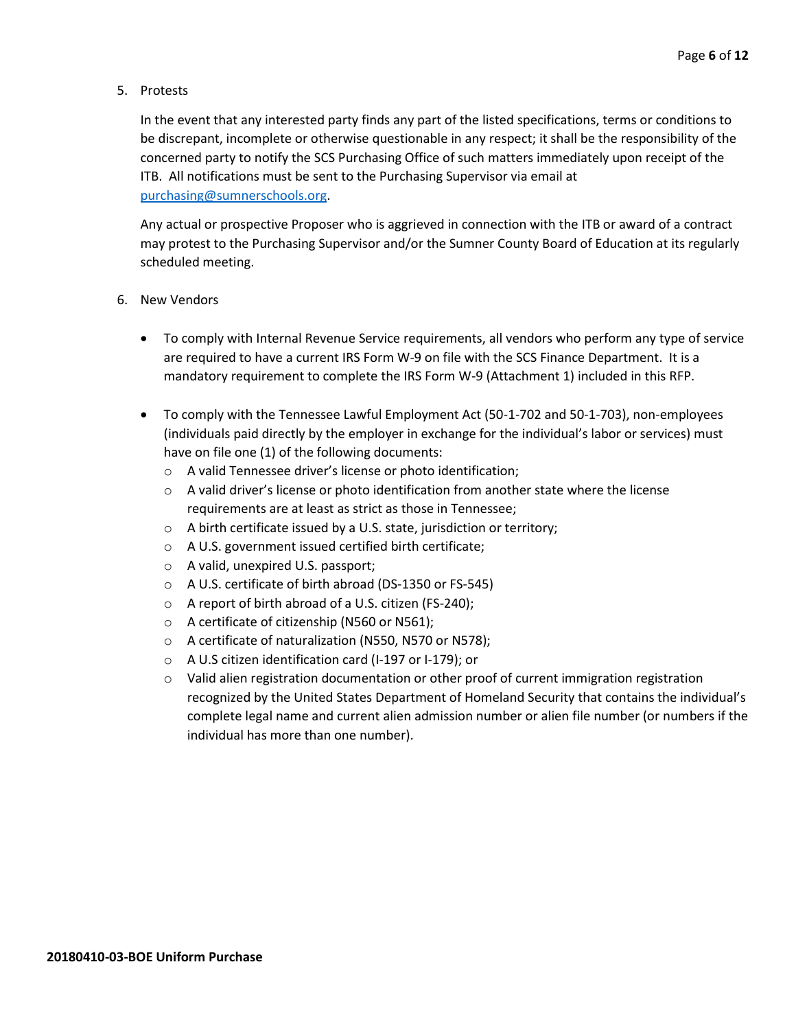5. Protests

   In the event that any interested party finds any part of the listed specifications, terms or conditions to be discrepant, incomplete or otherwise questionable in any respect; it shall be the responsibility of the concerned party to notify the SCS Purchasing Office of such matters immediately upon receipt of the ITB. All notifications must be sent to the Purchasing Supervisor via email at purchasing@sumnerschools.org.

   Any actual or prospective Proposer who is aggrieved in connection with the ITB or award of a contract may protest to the Purchasing Supervisor and/or the Sumner County Board of Education at its regularly scheduled meeting.

6. New Vendors

   - To comply with Internal Revenue Service requirements, all vendors who perform any type of service are required to have a current IRS Form W-9 on file with the SCS Finance Department. It is a mandatory requirement to complete the IRS Form W-9 (Attachment 1) included in this RFP.

   - To comply with the Tennessee Lawful Employment Act (50-1-702 and 50-1-703), non-employees (individuals paid directly by the employer in exchange for the individual's labor or services) must have on file one (1) of the following documents:
     - A valid Tennessee driver's license or photo identification;
     - A valid driver's license or photo identification from another state where the license requirements are at least as strict as those in Tennessee;
     - A birth certificate issued by a U.S. state, jurisdiction or territory;
     - A U.S. government issued certified birth certificate;
     - A valid, unexpired U.S. passport;
     - A U.S. certificate of birth abroad (DS-1350 or FS-545)
     - A report of birth abroad of a U.S. citizen (FS-240);
     - A certificate of citizenship (N560 or N561);
     - A certificate of naturalization (N550, N570 or N578);
     - A U.S citizen identification card (I-197 or I-179); or
     - Valid alien registration documentation or other proof of current immigration registration recognized by the United States Department of Homeland Security that contains the individual's complete legal name and current alien admission number or alien file number (or numbers if the individual has more than one number).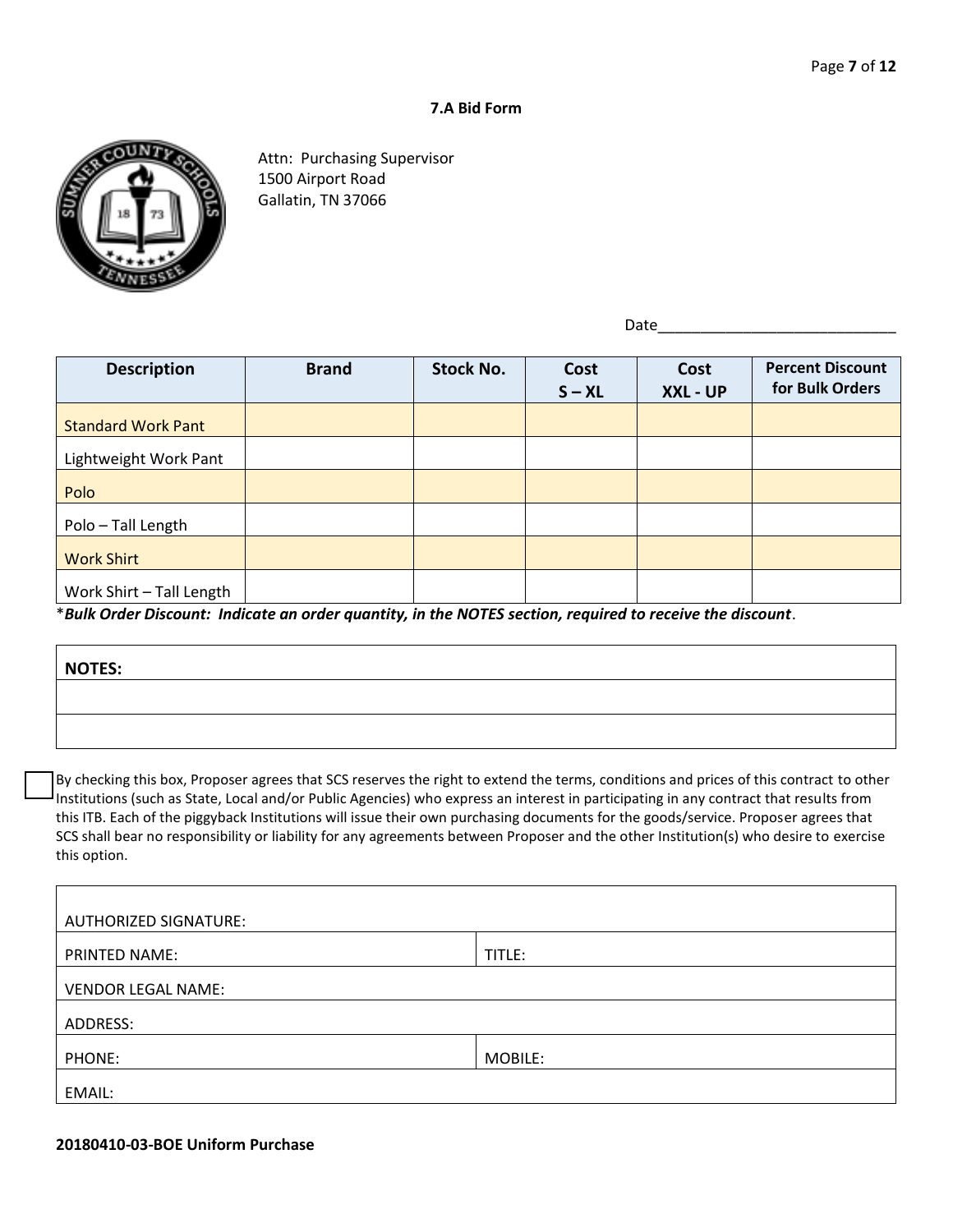### 7.A Bid Form

Attn: Purchasing Supervisor
1500 Airport Road
Gallatin, TN 37066

Date____________________________

| Description | Brand | Stock No. | Cost S – XL | Cost XXL - UP | Percent Discount for Bulk Orders |
|---|---|---|---|---|---|
| Standard Work Pant | | | | | |
| Lightweight Work Pant | | | | | |
| Polo | | | | | |
| Polo – Tall Length | | | | | |
| Work Shirt | | | | | |
| Work Shirt – Tall Length | | | | | |

**\*Bulk Order Discount: Indicate an order quantity, in the NOTES section, required to receive the discount.**

| NOTES: |
|---|
| |
| |

☐ By checking this box, Proposer agrees that SCS reserves the right to extend the terms, conditions and prices of this contract to other Institutions (such as State, Local and/or Public Agencies) who express an interest in participating in any contract that results from this ITB. Each of the piggyback Institutions will issue their own purchasing documents for the goods/service. Proposer agrees that SCS shall bear no responsibility or liability for any agreements between Proposer and the other Institution(s) who desire to exercise this option.

| | |
|---|---|
| AUTHORIZED SIGNATURE: | |
| PRINTED NAME: | TITLE: |
| VENDOR LEGAL NAME: | |
| ADDRESS: | |
| PHONE: | MOBILE: |
| EMAIL: | |

**20180410-03-BOE Uniform Purchase**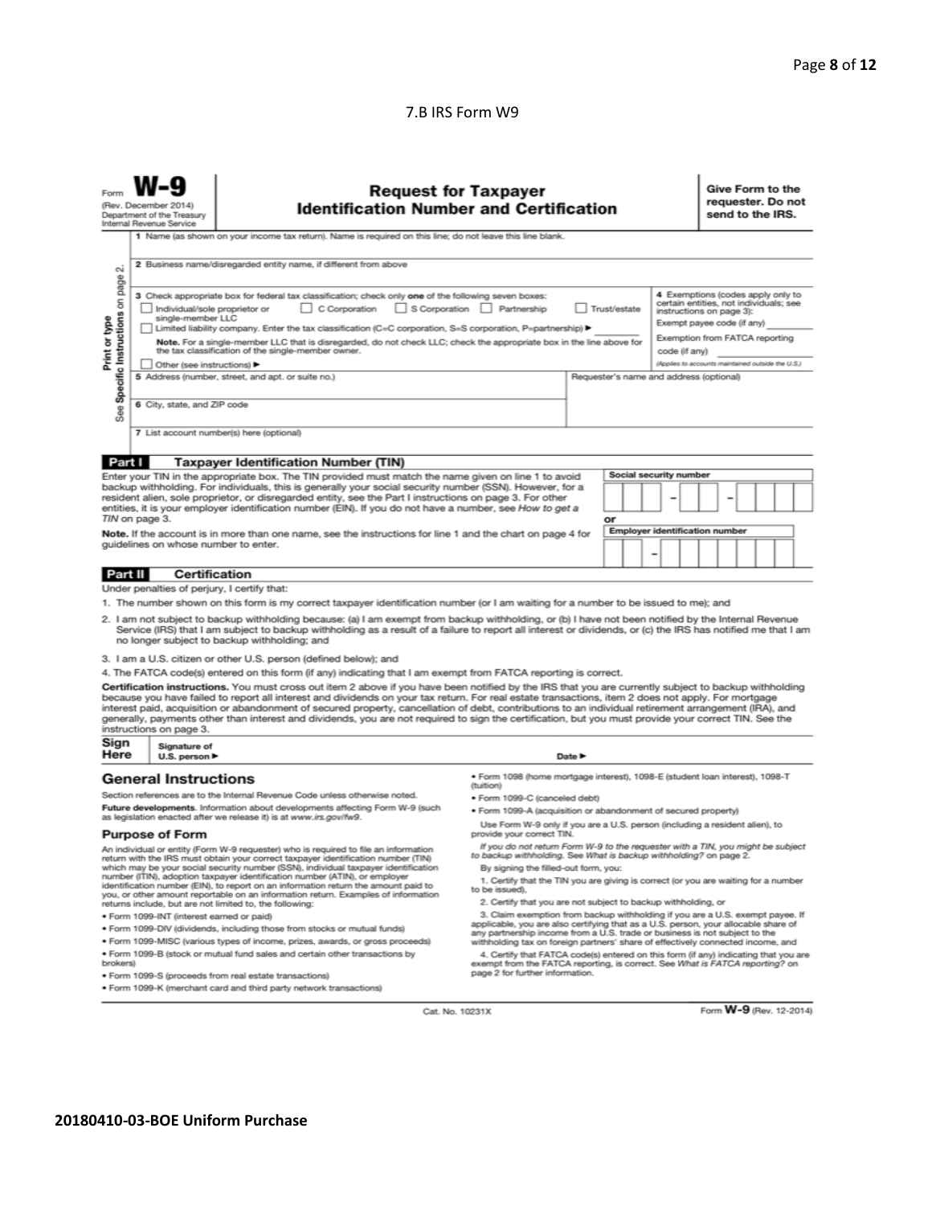7.B IRS Form W9

Form **W-9**
(Rev. December 2014)
Department of the Treasury
Internal Revenue Service

# Request for Taxpayer Identification Number and Certification

**Give Form to the requester. Do not send to the IRS.**

Print or type
See **Specific Instructions** on page 2.

1 Name (as shown on your income tax return). Name is required on this line; do not leave this line blank.

2 Business name/disregarded entity name, if different from above

3 Check appropriate box for federal tax classification; check only **one** of the following seven boxes:
☐ Individual/sole proprietor or single-member LLC ☐ C Corporation ☐ S Corporation ☐ Partnership ☐ Trust/estate
☐ Limited liability company. Enter the tax classification (C=C corporation, S=S corporation, P=partnership) ▶ ________
**Note.** For a single-member LLC that is disregarded, do not check LLC; check the appropriate box in the line above for the tax classification of the single-member owner.
☐ Other (see instructions) ▶

4 Exemptions (codes apply only to certain entities, not individuals; see instructions on page 3):
Exempt payee code (if any) ________
Exemption from FATCA reporting code (if any) ________
*(Applies to accounts maintained outside the U.S.)*

5 Address (number, street, and apt. or suite no.)

Requester's name and address (optional)

6 City, state, and ZIP code

7 List account number(s) here (optional)

## Part I Taxpayer Identification Number (TIN)

Enter your TIN in the appropriate box. The TIN provided must match the name given on line 1 to avoid backup withholding. For individuals, this is generally your social security number (SSN). However, for a resident alien, sole proprietor, or disregarded entity, see the Part I instructions on page 3. For other entities, it is your employer identification number (EIN). If you do not have a number, see *How to get a TIN* on page 3.

**Note.** If the account is in more than one name, see the instructions for line 1 and the chart on page 4 for guidelines on whose number to enter.

**Social security number**
☐☐☐ – ☐☐ – ☐☐☐☐

or

**Employer identification number**
☐☐ – ☐☐☐☐☐☐☐

## Part II Certification

Under penalties of perjury, I certify that:

1. The number shown on this form is my correct taxpayer identification number (or I am waiting for a number to be issued to me); and
2. I am not subject to backup withholding because: (a) I am exempt from backup withholding, or (b) I have not been notified by the Internal Revenue Service (IRS) that I am subject to backup withholding as a result of a failure to report all interest or dividends, or (c) the IRS has notified me that I am no longer subject to backup withholding; and
3. I am a U.S. citizen or other U.S. person (defined below); and
4. The FATCA code(s) entered on this form (if any) indicating that I am exempt from FATCA reporting is correct.

**Certification instructions.** You must cross out item 2 above if you have been notified by the IRS that you are currently subject to backup withholding because you have failed to report all interest and dividends on your tax return. For real estate transactions, item 2 does not apply. For mortgage interest paid, acquisition or abandonment of secured property, cancellation of debt, contributions to an individual retirement arrangement (IRA), and generally, payments other than interest and dividends, you are not required to sign the certification, but you must provide your correct TIN. See the instructions on page 3.

**Sign Here** | Signature of U.S. person ▶ | Date ▶

## General Instructions

Section references are to the Internal Revenue Code unless otherwise noted.

**Future developments.** Information about developments affecting Form W-9 (such as legislation enacted after we release it) is at *www.irs.gov/fw9*.

### Purpose of Form

An individual or entity (Form W-9 requester) who is required to file an information return with the IRS must obtain your correct taxpayer identification number (TIN) which may be your social security number (SSN), individual taxpayer identification number (ITIN), adoption taxpayer identification number (ATIN), or employer identification number (EIN), to report on an information return the amount paid to you, or other amount reportable on an information return. Examples of information returns include, but are not limited to, the following:

- Form 1099-INT (interest earned or paid)
- Form 1099-DIV (dividends, including those from stocks or mutual funds)
- Form 1099-MISC (various types of income, prizes, awards, or gross proceeds)
- Form 1099-B (stock or mutual fund sales and certain other transactions by brokers)
- Form 1099-S (proceeds from real estate transactions)
- Form 1099-K (merchant card and third party network transactions)
- Form 1098 (home mortgage interest), 1098-E (student loan interest), 1098-T (tuition)
- Form 1099-C (canceled debt)
- Form 1099-A (acquisition or abandonment of secured property)

Use Form W-9 only if you are a U.S. person (including a resident alien), to provide your correct TIN.

*If you do not return Form W-9 to the requester with a TIN, you might be subject to backup withholding. See What is backup withholding? on page 2.*

By signing the filled-out form, you:

1. Certify that the TIN you are giving is correct (or you are waiting for a number to be issued),
2. Certify that you are not subject to backup withholding, or
3. Claim exemption from backup withholding if you are a U.S. exempt payee. If applicable, you are also certifying that as a U.S. person, your allocable share of any partnership income from a U.S. trade or business is not subject to the withholding tax on foreign partners' share of effectively connected income, and
4. Certify that FATCA code(s) entered on this form (if any) indicating that you are exempt from the FATCA reporting, is correct. See *What is FATCA reporting?* on page 2 for further information.

Cat. No. 10231X

Form **W-9** (Rev. 12-2014)

**20180410-03-BOE Uniform Purchase**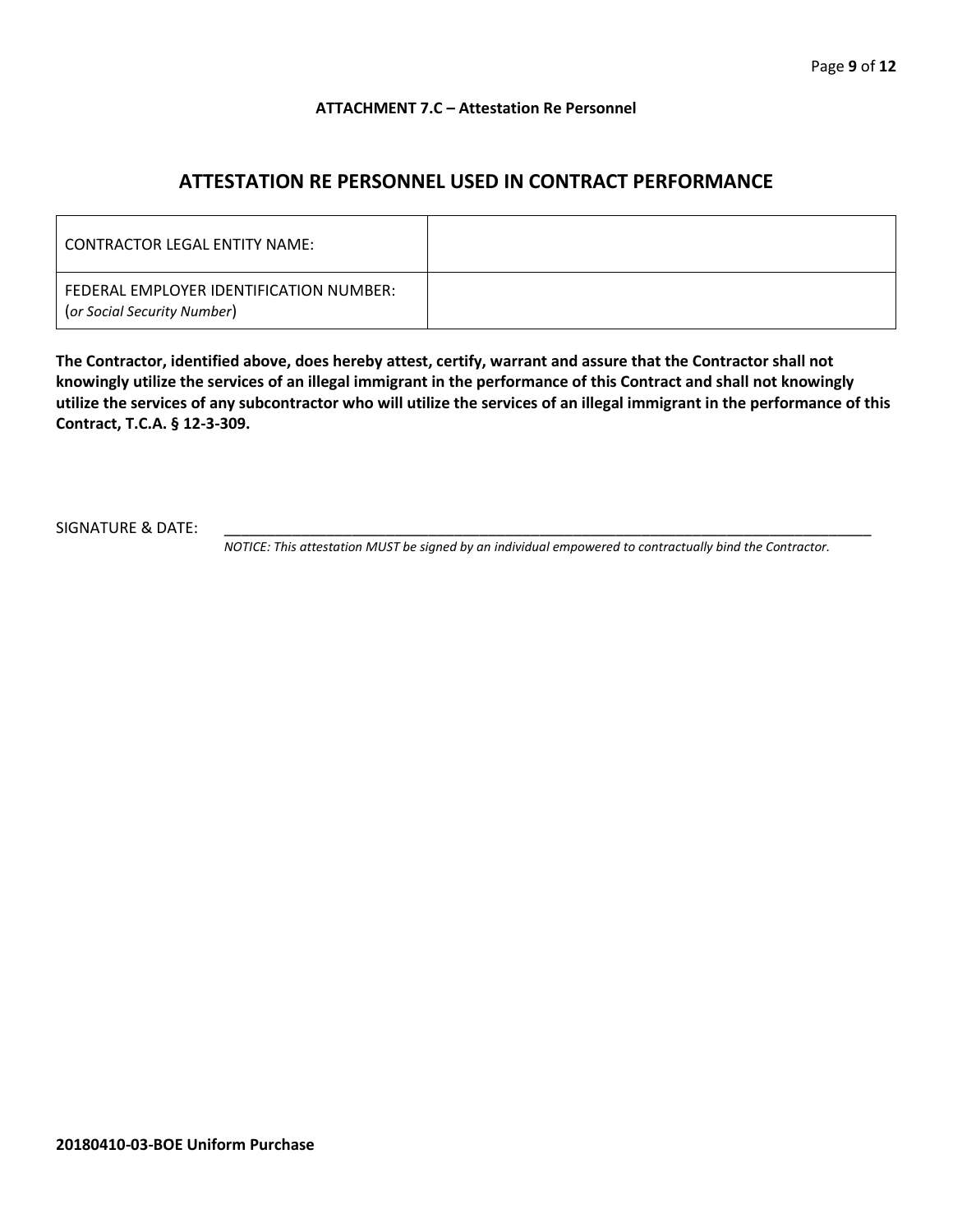**ATTACHMENT 7.C – Attestation Re Personnel**

## ATTESTATION RE PERSONNEL USED IN CONTRACT PERFORMANCE

| | |
|---|---|
| CONTRACTOR LEGAL ENTITY NAME: | |
| FEDERAL EMPLOYER IDENTIFICATION NUMBER: (*or Social Security Number*) | |

**The Contractor, identified above, does hereby attest, certify, warrant and assure that the Contractor shall not knowingly utilize the services of an illegal immigrant in the performance of this Contract and shall not knowingly utilize the services of any subcontractor who will utilize the services of an illegal immigrant in the performance of this Contract, T.C.A. § 12-3-309.**

SIGNATURE & DATE: ___________________________________________________________________________________

*NOTICE: This attestation MUST be signed by an individual empowered to contractually bind the Contractor.*

**20180410-03-BOE Uniform Purchase**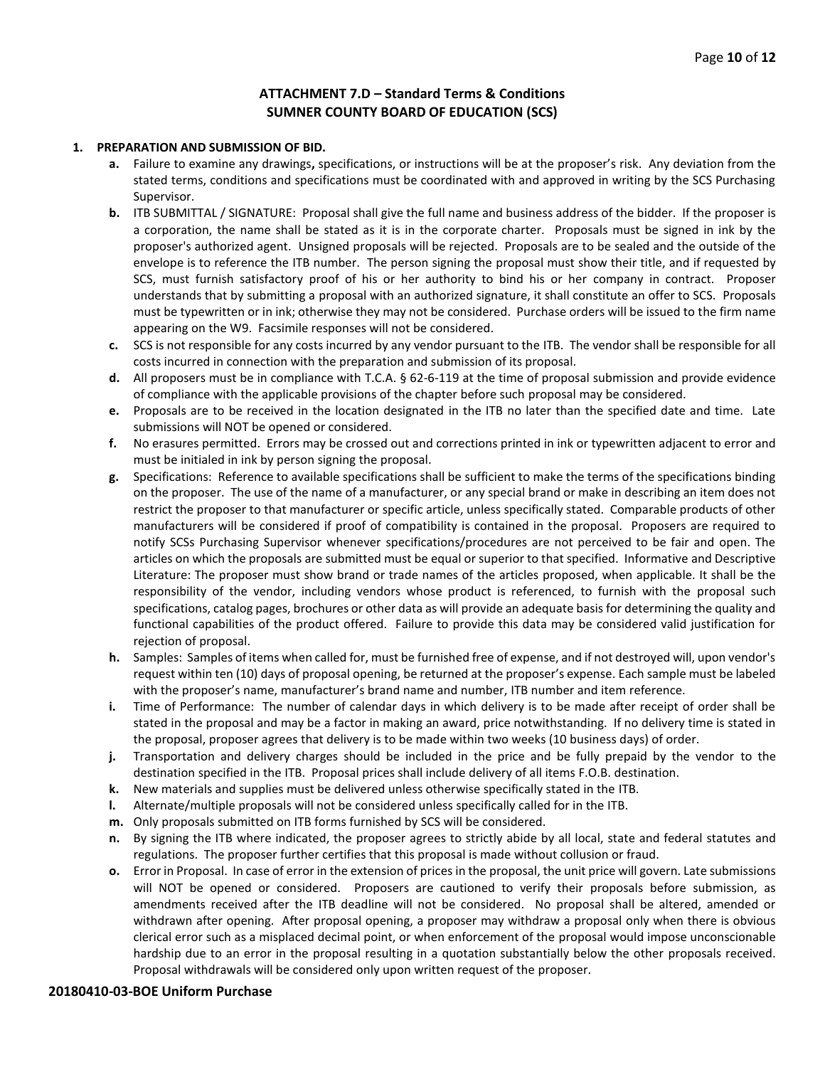## ATTACHMENT 7.D – Standard Terms & Conditions
## SUMNER COUNTY BOARD OF EDUCATION (SCS)

**1. PREPARATION AND SUBMISSION OF BID.**

- **a.** Failure to examine any drawings**,** specifications, or instructions will be at the proposer's risk. Any deviation from the stated terms, conditions and specifications must be coordinated with and approved in writing by the SCS Purchasing Supervisor.
- **b.** ITB SUBMITTAL / SIGNATURE: Proposal shall give the full name and business address of the bidder. If the proposer is a corporation, the name shall be stated as it is in the corporate charter. Proposals must be signed in ink by the proposer's authorized agent. Unsigned proposals will be rejected. Proposals are to be sealed and the outside of the envelope is to reference the ITB number. The person signing the proposal must show their title, and if requested by SCS, must furnish satisfactory proof of his or her authority to bind his or her company in contract. Proposer understands that by submitting a proposal with an authorized signature, it shall constitute an offer to SCS. Proposals must be typewritten or in ink; otherwise they may not be considered. Purchase orders will be issued to the firm name appearing on the W9. Facsimile responses will not be considered.
- **c.** SCS is not responsible for any costs incurred by any vendor pursuant to the ITB. The vendor shall be responsible for all costs incurred in connection with the preparation and submission of its proposal.
- **d.** All proposers must be in compliance with T.C.A. § 62-6-119 at the time of proposal submission and provide evidence of compliance with the applicable provisions of the chapter before such proposal may be considered.
- **e.** Proposals are to be received in the location designated in the ITB no later than the specified date and time. Late submissions will NOT be opened or considered.
- **f.** No erasures permitted. Errors may be crossed out and corrections printed in ink or typewritten adjacent to error and must be initialed in ink by person signing the proposal.
- **g.** Specifications: Reference to available specifications shall be sufficient to make the terms of the specifications binding on the proposer. The use of the name of a manufacturer, or any special brand or make in describing an item does not restrict the proposer to that manufacturer or specific article, unless specifically stated. Comparable products of other manufacturers will be considered if proof of compatibility is contained in the proposal. Proposers are required to notify SCSs Purchasing Supervisor whenever specifications/procedures are not perceived to be fair and open. The articles on which the proposals are submitted must be equal or superior to that specified. Informative and Descriptive Literature: The proposer must show brand or trade names of the articles proposed, when applicable. It shall be the responsibility of the vendor, including vendors whose product is referenced, to furnish with the proposal such specifications, catalog pages, brochures or other data as will provide an adequate basis for determining the quality and functional capabilities of the product offered. Failure to provide this data may be considered valid justification for rejection of proposal.
- **h.** Samples: Samples of items when called for, must be furnished free of expense, and if not destroyed will, upon vendor's request within ten (10) days of proposal opening, be returned at the proposer's expense. Each sample must be labeled with the proposer's name, manufacturer's brand name and number, ITB number and item reference.
- **i.** Time of Performance: The number of calendar days in which delivery is to be made after receipt of order shall be stated in the proposal and may be a factor in making an award, price notwithstanding. If no delivery time is stated in the proposal, proposer agrees that delivery is to be made within two weeks (10 business days) of order.
- **j.** Transportation and delivery charges should be included in the price and be fully prepaid by the vendor to the destination specified in the ITB. Proposal prices shall include delivery of all items F.O.B. destination.
- **k.** New materials and supplies must be delivered unless otherwise specifically stated in the ITB.
- **l.** Alternate/multiple proposals will not be considered unless specifically called for in the ITB.
- **m.** Only proposals submitted on ITB forms furnished by SCS will be considered.
- **n.** By signing the ITB where indicated, the proposer agrees to strictly abide by all local, state and federal statutes and regulations. The proposer further certifies that this proposal is made without collusion or fraud.
- **o.** Error in Proposal. In case of error in the extension of prices in the proposal, the unit price will govern. Late submissions will NOT be opened or considered. Proposers are cautioned to verify their proposals before submission, as amendments received after the ITB deadline will not be considered. No proposal shall be altered, amended or withdrawn after opening. After proposal opening, a proposer may withdraw a proposal only when there is obvious clerical error such as a misplaced decimal point, or when enforcement of the proposal would impose unconscionable hardship due to an error in the proposal resulting in a quotation substantially below the other proposals received. Proposal withdrawals will be considered only upon written request of the proposer.

**20180410-03-BOE Uniform Purchase**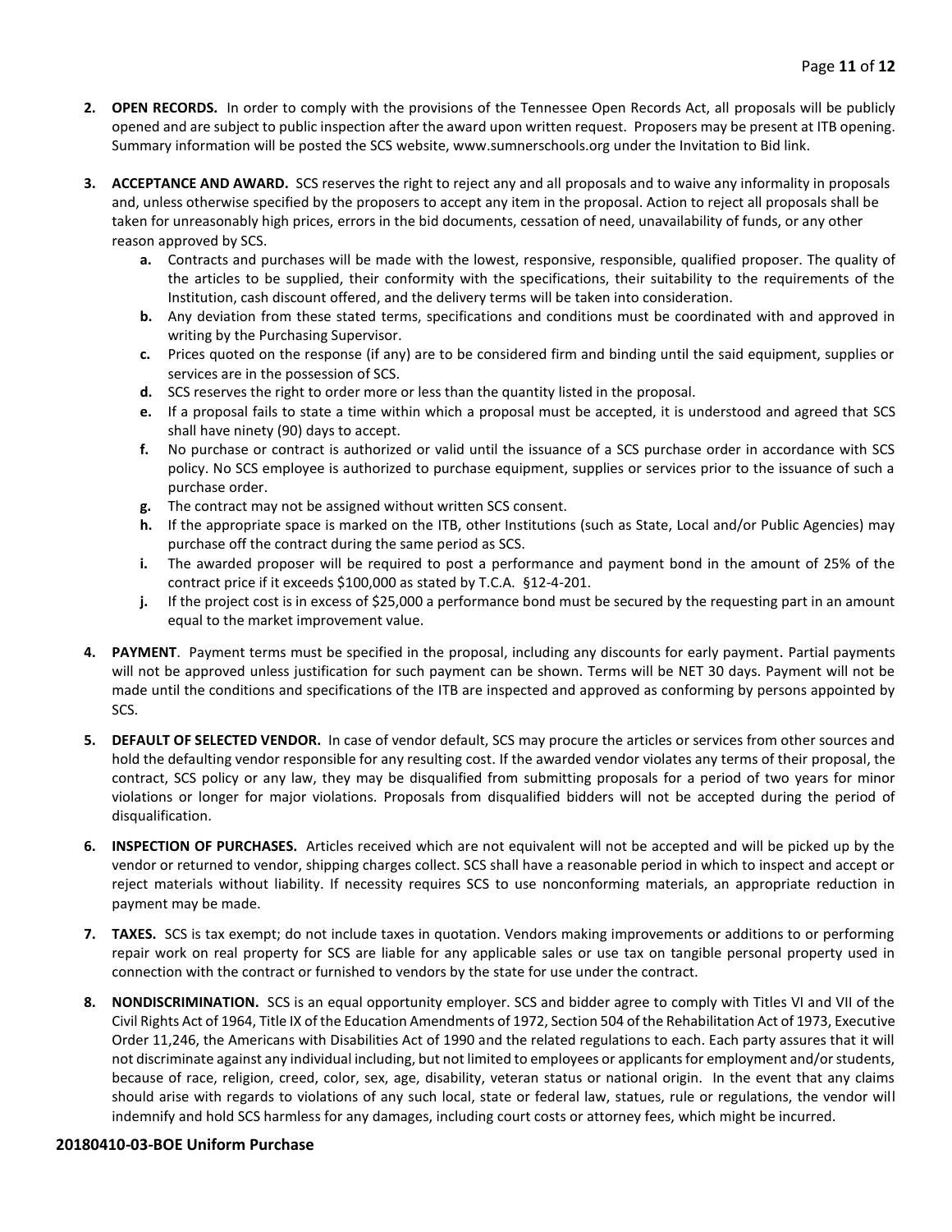2. **OPEN RECORDS.** In order to comply with the provisions of the Tennessee Open Records Act, all proposals will be publicly opened and are subject to public inspection after the award upon written request. Proposers may be present at ITB opening. Summary information will be posted the SCS website, www.sumnerschools.org under the Invitation to Bid link.

3. **ACCEPTANCE AND AWARD.** SCS reserves the right to reject any and all proposals and to waive any informality in proposals and, unless otherwise specified by the proposers to accept any item in the proposal. Action to reject all proposals shall be taken for unreasonably high prices, errors in the bid documents, cessation of need, unavailability of funds, or any other reason approved by SCS.
   - **a.** Contracts and purchases will be made with the lowest, responsive, responsible, qualified proposer. The quality of the articles to be supplied, their conformity with the specifications, their suitability to the requirements of the Institution, cash discount offered, and the delivery terms will be taken into consideration.
   - **b.** Any deviation from these stated terms, specifications and conditions must be coordinated with and approved in writing by the Purchasing Supervisor.
   - **c.** Prices quoted on the response (if any) are to be considered firm and binding until the said equipment, supplies or services are in the possession of SCS.
   - **d.** SCS reserves the right to order more or less than the quantity listed in the proposal.
   - **e.** If a proposal fails to state a time within which a proposal must be accepted, it is understood and agreed that SCS shall have ninety (90) days to accept.
   - **f.** No purchase or contract is authorized or valid until the issuance of a SCS purchase order in accordance with SCS policy. No SCS employee is authorized to purchase equipment, supplies or services prior to the issuance of such a purchase order.
   - **g.** The contract may not be assigned without written SCS consent.
   - **h.** If the appropriate space is marked on the ITB, other Institutions (such as State, Local and/or Public Agencies) may purchase off the contract during the same period as SCS.
   - **i.** The awarded proposer will be required to post a performance and payment bond in the amount of 25% of the contract price if it exceeds $100,000 as stated by T.C.A. §12-4-201.
   - **j.** If the project cost is in excess of $25,000 a performance bond must be secured by the requesting part in an amount equal to the market improvement value.

4. **PAYMENT**. Payment terms must be specified in the proposal, including any discounts for early payment. Partial payments will not be approved unless justification for such payment can be shown. Terms will be NET 30 days. Payment will not be made until the conditions and specifications of the ITB are inspected and approved as conforming by persons appointed by SCS.

5. **DEFAULT OF SELECTED VENDOR.** In case of vendor default, SCS may procure the articles or services from other sources and hold the defaulting vendor responsible for any resulting cost. If the awarded vendor violates any terms of their proposal, the contract, SCS policy or any law, they may be disqualified from submitting proposals for a period of two years for minor violations or longer for major violations. Proposals from disqualified bidders will not be accepted during the period of disqualification.

6. **INSPECTION OF PURCHASES.** Articles received which are not equivalent will not be accepted and will be picked up by the vendor or returned to vendor, shipping charges collect. SCS shall have a reasonable period in which to inspect and accept or reject materials without liability. If necessity requires SCS to use nonconforming materials, an appropriate reduction in payment may be made.

7. **TAXES.** SCS is tax exempt; do not include taxes in quotation. Vendors making improvements or additions to or performing repair work on real property for SCS are liable for any applicable sales or use tax on tangible personal property used in connection with the contract or furnished to vendors by the state for use under the contract.

8. **NONDISCRIMINATION.** SCS is an equal opportunity employer. SCS and bidder agree to comply with Titles VI and VII of the Civil Rights Act of 1964, Title IX of the Education Amendments of 1972, Section 504 of the Rehabilitation Act of 1973, Executive Order 11,246, the Americans with Disabilities Act of 1990 and the related regulations to each. Each party assures that it will not discriminate against any individual including, but not limited to employees or applicants for employment and/or students, because of race, religion, creed, color, sex, age, disability, veteran status or national origin. In the event that any claims should arise with regards to violations of any such local, state or federal law, statues, rule or regulations, the vendor will indemnify and hold SCS harmless for any damages, including court costs or attorney fees, which might be incurred.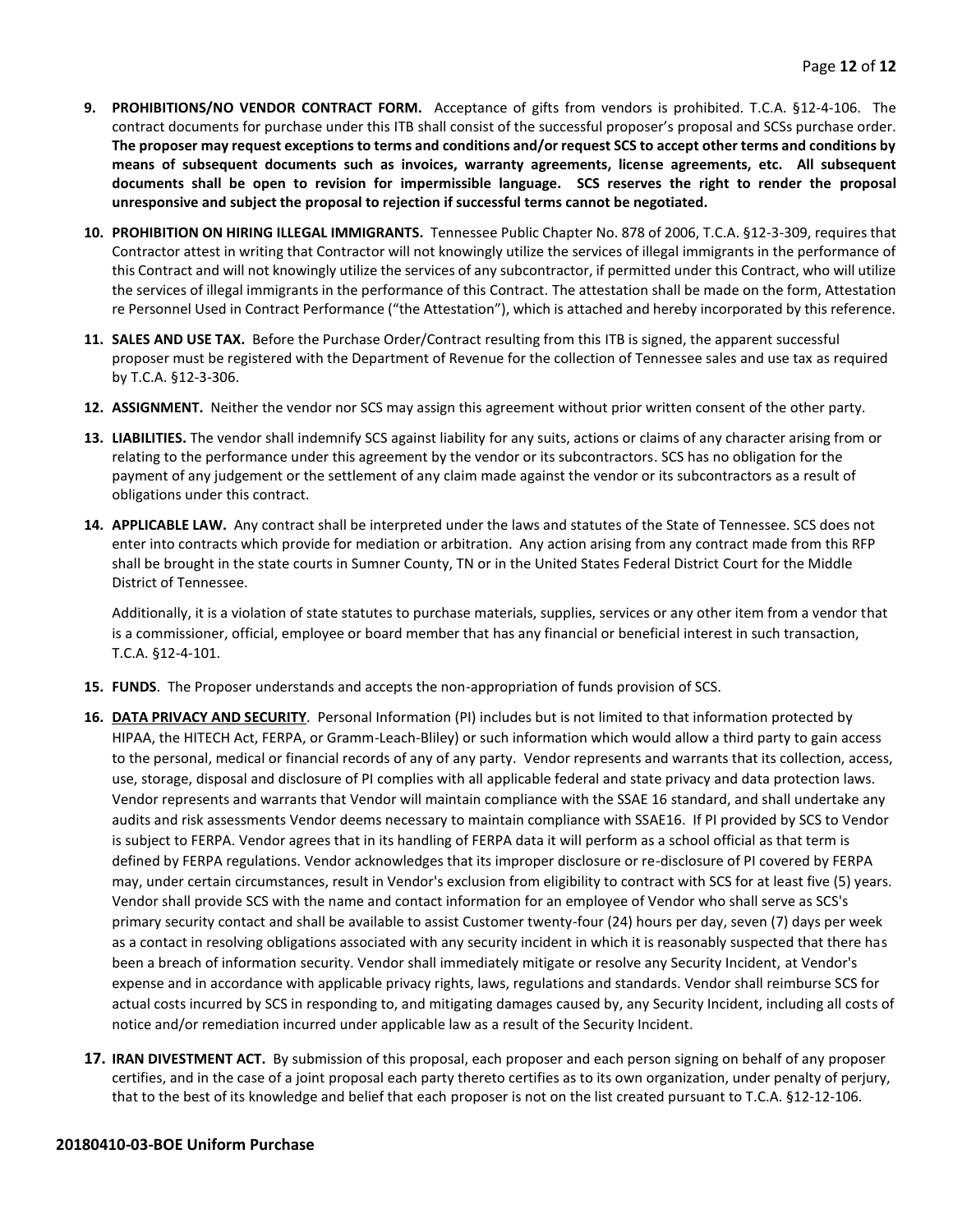9. **PROHIBITIONS/NO VENDOR CONTRACT FORM.** Acceptance of gifts from vendors is prohibited. T.C.A. §12-4-106. The contract documents for purchase under this ITB shall consist of the successful proposer's proposal and SCSs purchase order. **The proposer may request exceptions to terms and conditions and/or request SCS to accept other terms and conditions by means of subsequent documents such as invoices, warranty agreements, license agreements, etc. All subsequent documents shall be open to revision for impermissible language. SCS reserves the right to render the proposal unresponsive and subject the proposal to rejection if successful terms cannot be negotiated.**

10. **PROHIBITION ON HIRING ILLEGAL IMMIGRANTS.** Tennessee Public Chapter No. 878 of 2006, T.C.A. §12-3-309, requires that Contractor attest in writing that Contractor will not knowingly utilize the services of illegal immigrants in the performance of this Contract and will not knowingly utilize the services of any subcontractor, if permitted under this Contract, who will utilize the services of illegal immigrants in the performance of this Contract. The attestation shall be made on the form, Attestation re Personnel Used in Contract Performance ("the Attestation"), which is attached and hereby incorporated by this reference.

11. **SALES AND USE TAX.** Before the Purchase Order/Contract resulting from this ITB is signed, the apparent successful proposer must be registered with the Department of Revenue for the collection of Tennessee sales and use tax as required by T.C.A. §12-3-306.

12. **ASSIGNMENT.** Neither the vendor nor SCS may assign this agreement without prior written consent of the other party.

13. **LIABILITIES.** The vendor shall indemnify SCS against liability for any suits, actions or claims of any character arising from or relating to the performance under this agreement by the vendor or its subcontractors. SCS has no obligation for the payment of any judgement or the settlement of any claim made against the vendor or its subcontractors as a result of obligations under this contract.

14. **APPLICABLE LAW.** Any contract shall be interpreted under the laws and statutes of the State of Tennessee. SCS does not enter into contracts which provide for mediation or arbitration. Any action arising from any contract made from this RFP shall be brought in the state courts in Sumner County, TN or in the United States Federal District Court for the Middle District of Tennessee.

    Additionally, it is a violation of state statutes to purchase materials, supplies, services or any other item from a vendor that is a commissioner, official, employee or board member that has any financial or beneficial interest in such transaction, T.C.A. §12-4-101.

15. **FUNDS**. The Proposer understands and accepts the non-appropriation of funds provision of SCS.

16. **DATA PRIVACY AND SECURITY**. Personal Information (PI) includes but is not limited to that information protected by HIPAA, the HITECH Act, FERPA, or Gramm-Leach-Bliley) or such information which would allow a third party to gain access to the personal, medical or financial records of any of any party. Vendor represents and warrants that its collection, access, use, storage, disposal and disclosure of PI complies with all applicable federal and state privacy and data protection laws. Vendor represents and warrants that Vendor will maintain compliance with the SSAE 16 standard, and shall undertake any audits and risk assessments Vendor deems necessary to maintain compliance with SSAE16. If PI provided by SCS to Vendor is subject to FERPA. Vendor agrees that in its handling of FERPA data it will perform as a school official as that term is defined by FERPA regulations. Vendor acknowledges that its improper disclosure or re-disclosure of PI covered by FERPA may, under certain circumstances, result in Vendor's exclusion from eligibility to contract with SCS for at least five (5) years. Vendor shall provide SCS with the name and contact information for an employee of Vendor who shall serve as SCS's primary security contact and shall be available to assist Customer twenty-four (24) hours per day, seven (7) days per week as a contact in resolving obligations associated with any security incident in which it is reasonably suspected that there has been a breach of information security. Vendor shall immediately mitigate or resolve any Security Incident, at Vendor's expense and in accordance with applicable privacy rights, laws, regulations and standards. Vendor shall reimburse SCS for actual costs incurred by SCS in responding to, and mitigating damages caused by, any Security Incident, including all costs of notice and/or remediation incurred under applicable law as a result of the Security Incident.

17. **IRAN DIVESTMENT ACT.** By submission of this proposal, each proposer and each person signing on behalf of any proposer certifies, and in the case of a joint proposal each party thereto certifies as to its own organization, under penalty of perjury, that to the best of its knowledge and belief that each proposer is not on the list created pursuant to T.C.A. §12-12-106.